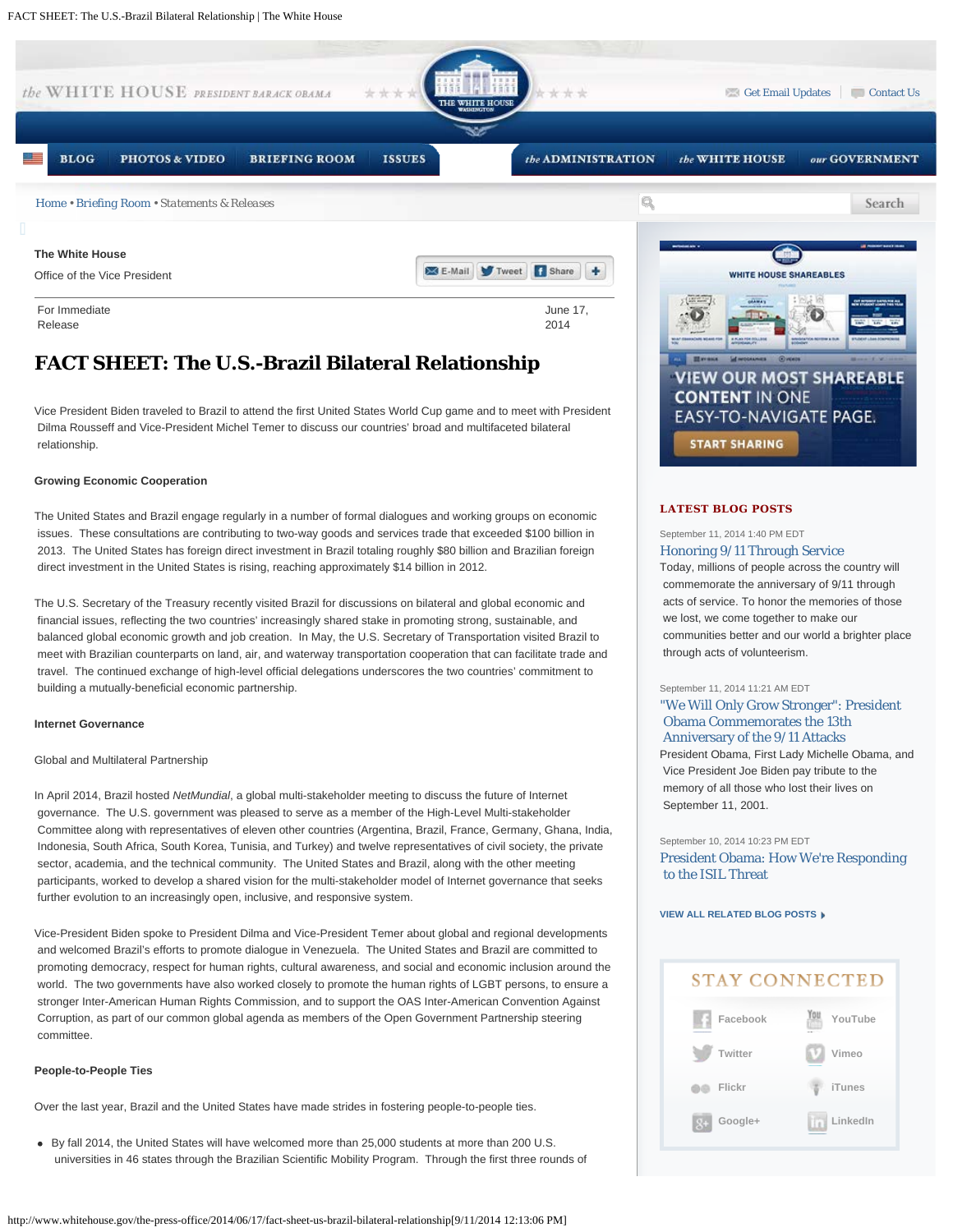The White House

Office of the Vice President

For Immediate Release

June 17, 2014

# FACT SHEET: The U.S.-Brazil Bilateral Relationship

Vice President Biden traveled to Brazil to attend the first United States World Cup game and to meet with President Dilma Rousseff and Vice-President Michel Temer to discuss our countries' broad and multifaceted bilateral relationship.

**Growing Economic Cooperation**

The United States and Brazil engage regularly in a number of formal dialogues and working groups on economic issues. These consultations are contributing to two-way goods and services trade that exceeded $100 billion in 2013. The United States has foreign direct investment in Brazil totaling roughly $80 billion and Brazilian foreign direct investment in the United States is rising, reaching approximately $14 billion in 2012.

The U.S. Secretary of the Treasury recently visited Brazil for discussions on bilateral and global economic and financial issues, reflecting the two countries' increasingly shared stake in promoting strong, sustainable, and balanced global economic growth and job creation. In May, the U.S. Secretary of Transportation visited Brazil to meet with Brazilian counterparts on land, air, and waterway transportation cooperation that can facilitate trade and travel. The continued exchange of high-level official delegations underscores the two countries' commitment to building a mutually-beneficial economic partnership.

**Internet Governance**

Global and Multilateral Partnership

In April 2014, Brazil hosted *NetMundial*, a global multi-stakeholder meeting to discuss the future of Internet governance. The U.S. government was pleased to serve as a member of the High-Level Multi-stakeholder Committee along with representatives of eleven other countries (Argentina, Brazil, France, Germany, Ghana, India, Indonesia, South Africa, South Korea, Tunisia, and Turkey) and twelve representatives of civil society, the private sector, academia, and the technical community. The United States and Brazil, along with the other meeting participants, worked to develop a shared vision for the multi-stakeholder model of Internet governance that seeks further evolution to an increasingly open, inclusive, and responsive system.

Vice-President Biden spoke to President Dilma and Vice-President Temer about global and regional developments and welcomed Brazil's efforts to promote dialogue in Venezuela. The United States and Brazil are committed to promoting democracy, respect for human rights, cultural awareness, and social and economic inclusion around the world. The two governments have also worked closely to promote the human rights of LGBT persons, to ensure a stronger Inter-American Human Rights Commission, and to support the OAS Inter-American Convention Against Corruption, as part of our common global agenda as members of the Open Government Partnership steering committee.

**People-to-People Ties**

Over the last year, Brazil and the United States have made strides in fostering people-to-people ties.

- By fall 2014, the United States will have welcomed more than 25,000 students at more than 200 U.S. universities in 46 states through the Brazilian Scientific Mobility Program. Through the first three rounds of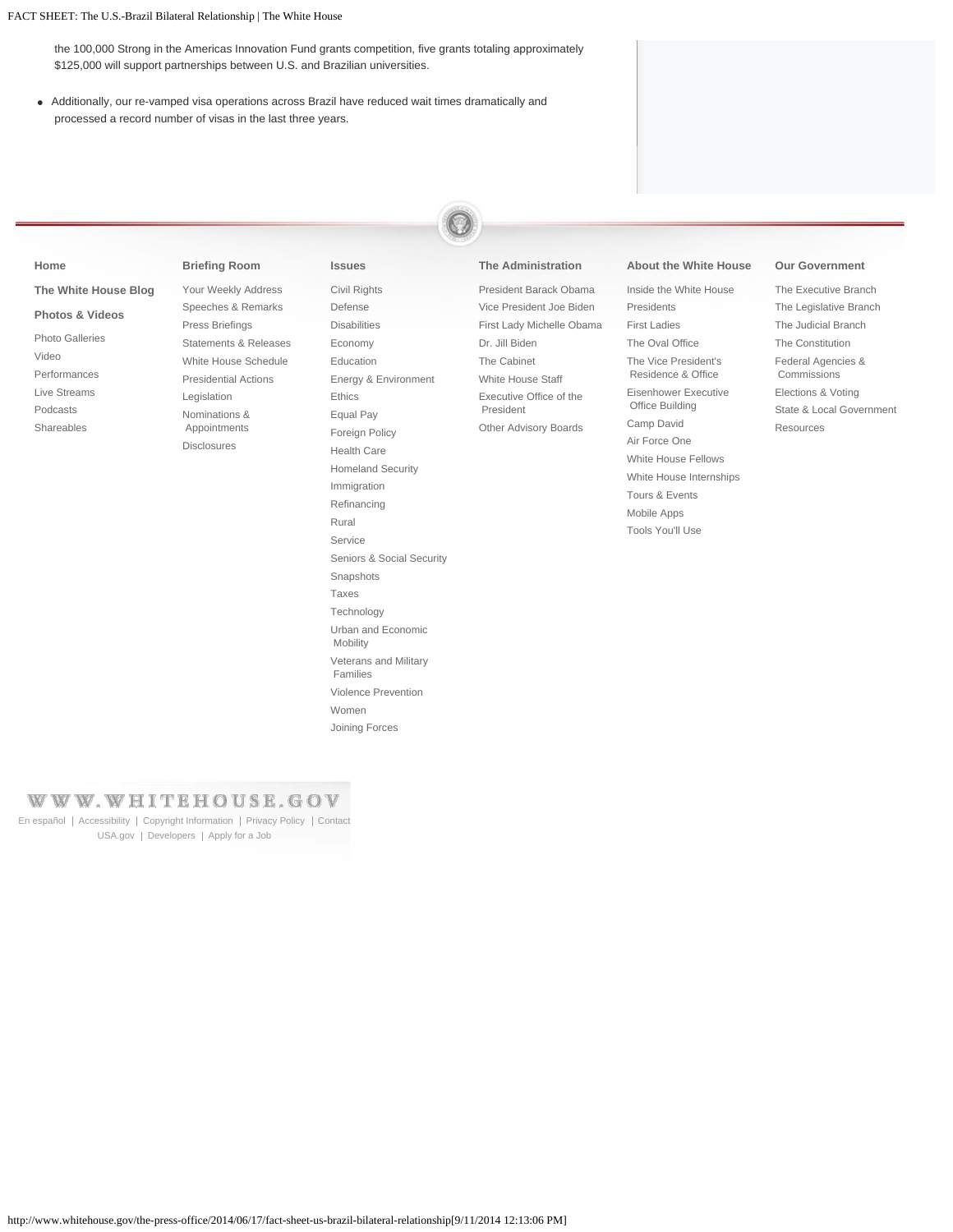the 100,000 Strong in the Americas Innovation Fund grants competition, five grants totaling approximately $125,000 will support partnerships between U.S. and Brazilian universities.

- Additionally, our re-vamped visa operations across Brazil have reduced wait times dramatically and processed a record number of visas in the last three years.

**Home**

**The White House Blog**

**Photos & Videos**

- Photo Galleries
- Video
- Performances
- Live Streams
- Podcasts
- Shareables

**Briefing Room**

- Your Weekly Address
- Speeches & Remarks
- Press Briefings
- Statements & Releases
- White House Schedule
- Presidential Actions
- Legislation
- Nominations & Appointments
- Disclosures

**Issues**

- Civil Rights
- Defense
- Disabilities
- Economy
- Education
- Energy & Environment
- Ethics
- Equal Pay
- Foreign Policy
- Health Care
- Homeland Security
- Immigration
- Refinancing
- Rural
- Service
- Seniors & Social Security
- Snapshots
- Taxes
- Technology
- Urban and Economic Mobility
- Veterans and Military Families
- Violence Prevention
- Women
- Joining Forces

**The Administration**

- President Barack Obama
- Vice President Joe Biden
- First Lady Michelle Obama
- Dr. Jill Biden
- The Cabinet
- White House Staff
- Executive Office of the President
- Other Advisory Boards

**About the White House**

- Inside the White House
- Presidents
- First Ladies
- The Oval Office
- The Vice President's Residence & Office
- Eisenhower Executive Office Building
- Camp David
- Air Force One
- White House Fellows
- White House Internships
- Tours & Events
- Mobile Apps
- Tools You'll Use

**Our Government**

- The Executive Branch
- The Legislative Branch
- The Judicial Branch
- The Constitution
- Federal Agencies & Commissions
- Elections & Voting
- State & Local Government
- Resources

WWW.WHITEHOUSE.GOV

En español | Accessibility | Copyright Information | Privacy Policy | Contact

USA.gov | Developers | Apply for a Job